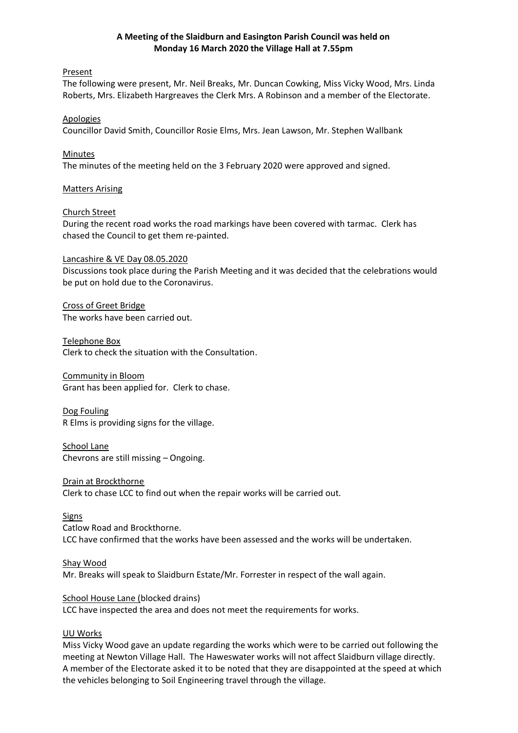**A Meeting of the Slaidburn and Easington Parish Council was held on Monday 16 March 2020 the Village Hall at 7.55pm**

Present

The following were present, Mr. Neil Breaks, Mr. Duncan Cowking, Miss Vicky Wood, Mrs. Linda Roberts, Mrs. Elizabeth Hargreaves the Clerk Mrs. A Robinson and a member of the Electorate.

Apologies

Councillor David Smith, Councillor Rosie Elms, Mrs. Jean Lawson, Mr. Stephen Wallbank

Minutes

The minutes of the meeting held on the 3 February 2020 were approved and signed.

Matters Arising

Church Street

During the recent road works the road markings have been covered with tarmac. Clerk has chased the Council to get them re-painted.

Lancashire & VE Day 08.05.2020

Discussions took place during the Parish Meeting and it was decided that the celebrations would be put on hold due to the Coronavirus.

Cross of Greet Bridge

The works have been carried out.

Telephone Box

Clerk to check the situation with the Consultation.

Community in Bloom

Grant has been applied for. Clerk to chase.

Dog Fouling

R Elms is providing signs for the village.

School Lane

Chevrons are still missing – Ongoing.

Drain at Brockthorne

Clerk to chase LCC to find out when the repair works will be carried out.

Signs

Catlow Road and Brockthorne.
LCC have confirmed that the works have been assessed and the works will be undertaken.

Shay Wood

Mr. Breaks will speak to Slaidburn Estate/Mr. Forrester in respect of the wall again.

School House Lane (blocked drains)

LCC have inspected the area and does not meet the requirements for works.

UU Works

Miss Vicky Wood gave an update regarding the works which were to be carried out following the meeting at Newton Village Hall. The Haweswater works will not affect Slaidburn village directly. A member of the Electorate asked it to be noted that they are disappointed at the speed at which the vehicles belonging to Soil Engineering travel through the village.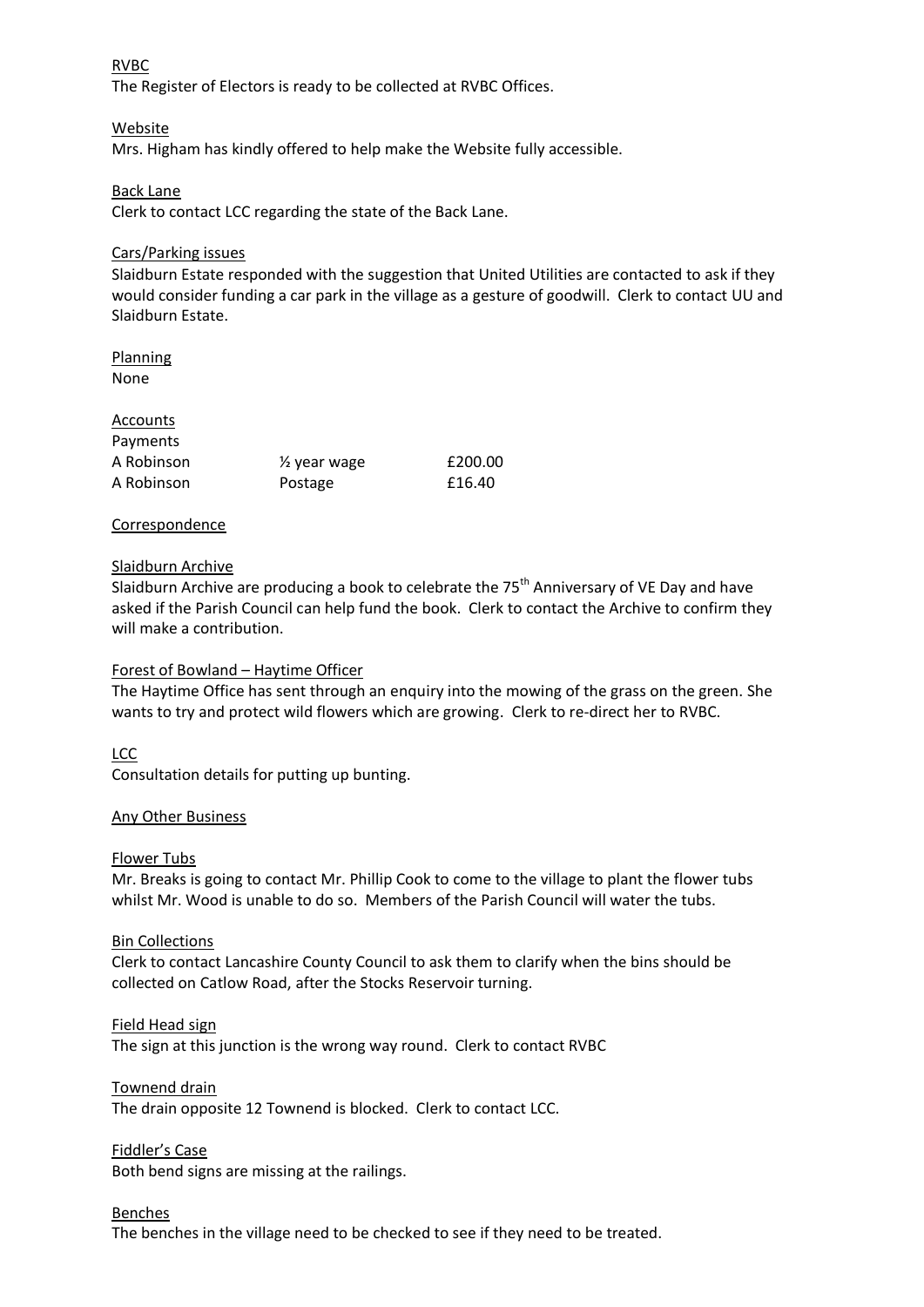RVBC

The Register of Electors is ready to be collected at RVBC Offices.

Website

Mrs. Higham has kindly offered to help make the Website fully accessible.

Back Lane

Clerk to contact LCC regarding the state of the Back Lane.

Cars/Parking issues

Slaidburn Estate responded with the suggestion that United Utilities are contacted to ask if they would consider funding a car park in the village as a gesture of goodwill. Clerk to contact UU and Slaidburn Estate.

Planning

None

Accounts

Payments

| | | |
|---|---|---|
| A Robinson | ½ year wage | £200.00 |
| A Robinson | Postage | £16.40 |

Correspondence

Slaidburn Archive

Slaidburn Archive are producing a book to celebrate the 75th Anniversary of VE Day and have asked if the Parish Council can help fund the book. Clerk to contact the Archive to confirm they will make a contribution.

Forest of Bowland – Haytime Officer

The Haytime Office has sent through an enquiry into the mowing of the grass on the green. She wants to try and protect wild flowers which are growing. Clerk to re-direct her to RVBC.

LCC

Consultation details for putting up bunting.

Any Other Business

Flower Tubs

Mr. Breaks is going to contact Mr. Phillip Cook to come to the village to plant the flower tubs whilst Mr. Wood is unable to do so. Members of the Parish Council will water the tubs.

Bin Collections

Clerk to contact Lancashire County Council to ask them to clarify when the bins should be collected on Catlow Road, after the Stocks Reservoir turning.

Field Head sign

The sign at this junction is the wrong way round. Clerk to contact RVBC

Townend drain

The drain opposite 12 Townend is blocked. Clerk to contact LCC.

Fiddler's Case

Both bend signs are missing at the railings.

Benches

The benches in the village need to be checked to see if they need to be treated.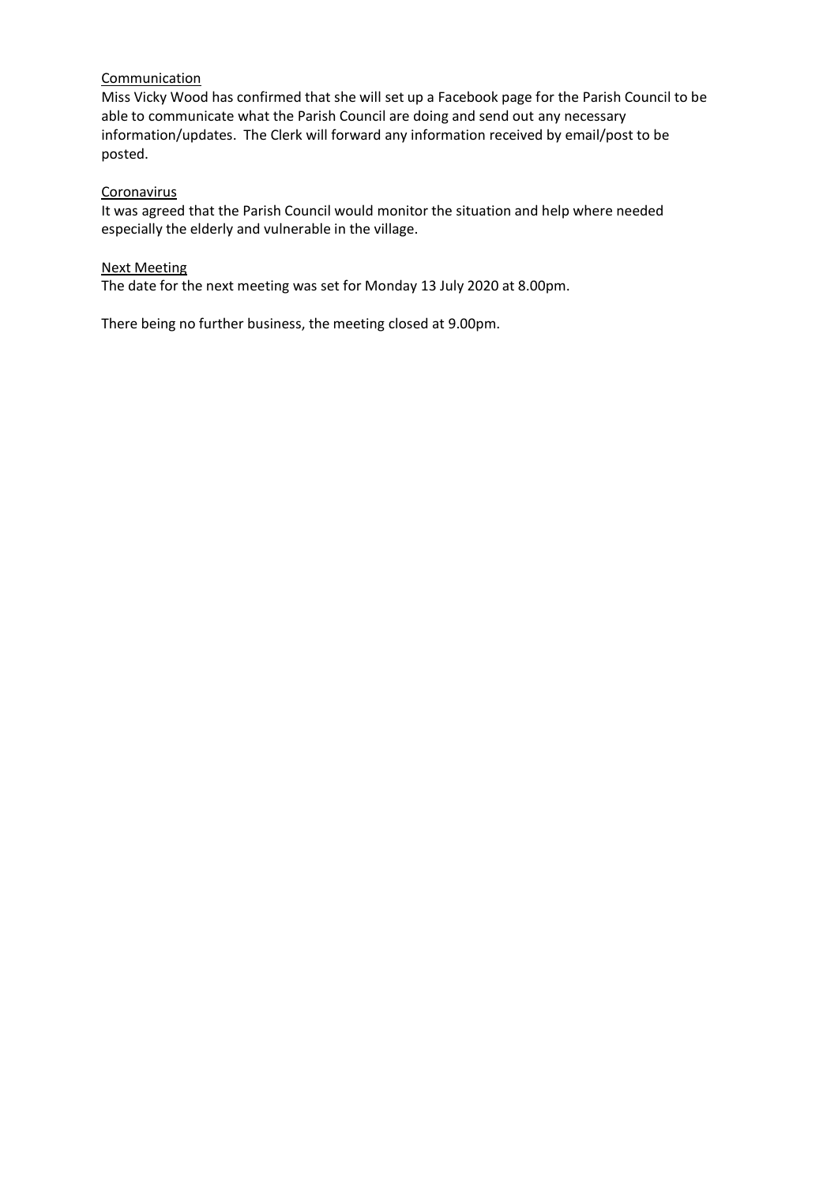<u>Communication</u>

Miss Vicky Wood has confirmed that she will set up a Facebook page for the Parish Council to be able to communicate what the Parish Council are doing and send out any necessary information/updates. The Clerk will forward any information received by email/post to be posted.

<u>Coronavirus</u>

It was agreed that the Parish Council would monitor the situation and help where needed especially the elderly and vulnerable in the village.

<u>Next Meeting</u>

The date for the next meeting was set for Monday 13 July 2020 at 8.00pm.

There being no further business, the meeting closed at 9.00pm.